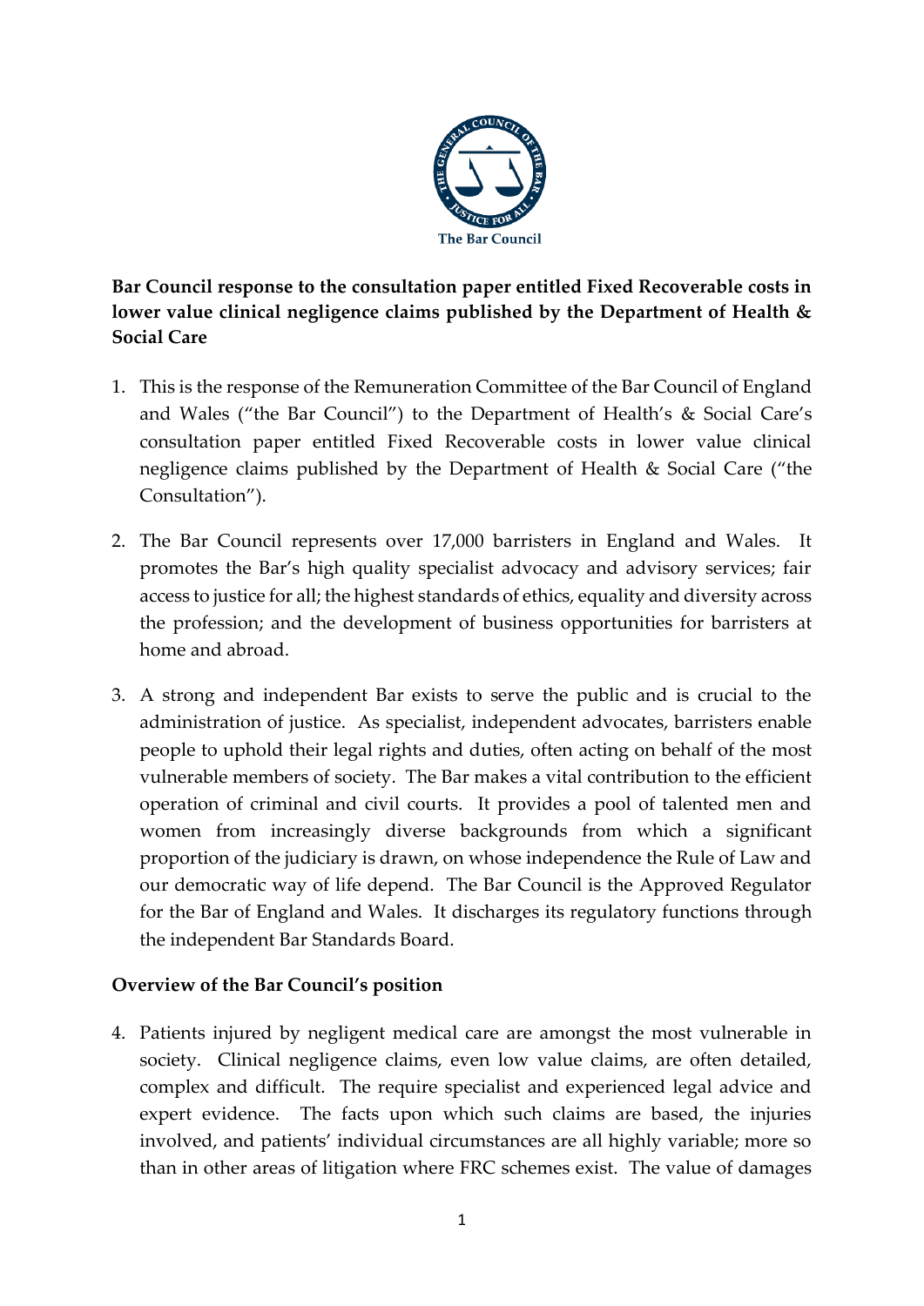**Bar Council response to the consultation paper entitled Fixed Recoverable costs in lower value clinical negligence claims published by the Department of Health & Social Care**

1. This is the response of the Remuneration Committee of the Bar Council of England and Wales ("the Bar Council") to the Department of Health's & Social Care's consultation paper entitled Fixed Recoverable costs in lower value clinical negligence claims published by the Department of Health & Social Care ("the Consultation").

2. The Bar Council represents over 17,000 barristers in England and Wales. It promotes the Bar's high quality specialist advocacy and advisory services; fair access to justice for all; the highest standards of ethics, equality and diversity across the profession; and the development of business opportunities for barristers at home and abroad.

3. A strong and independent Bar exists to serve the public and is crucial to the administration of justice. As specialist, independent advocates, barristers enable people to uphold their legal rights and duties, often acting on behalf of the most vulnerable members of society. The Bar makes a vital contribution to the efficient operation of criminal and civil courts. It provides a pool of talented men and women from increasingly diverse backgrounds from which a significant proportion of the judiciary is drawn, on whose independence the Rule of Law and our democratic way of life depend. The Bar Council is the Approved Regulator for the Bar of England and Wales. It discharges its regulatory functions through the independent Bar Standards Board.

**Overview of the Bar Council's position**

4. Patients injured by negligent medical care are amongst the most vulnerable in society. Clinical negligence claims, even low value claims, are often detailed, complex and difficult. The require specialist and experienced legal advice and expert evidence. The facts upon which such claims are based, the injuries involved, and patients' individual circumstances are all highly variable; more so than in other areas of litigation where FRC schemes exist. The value of damages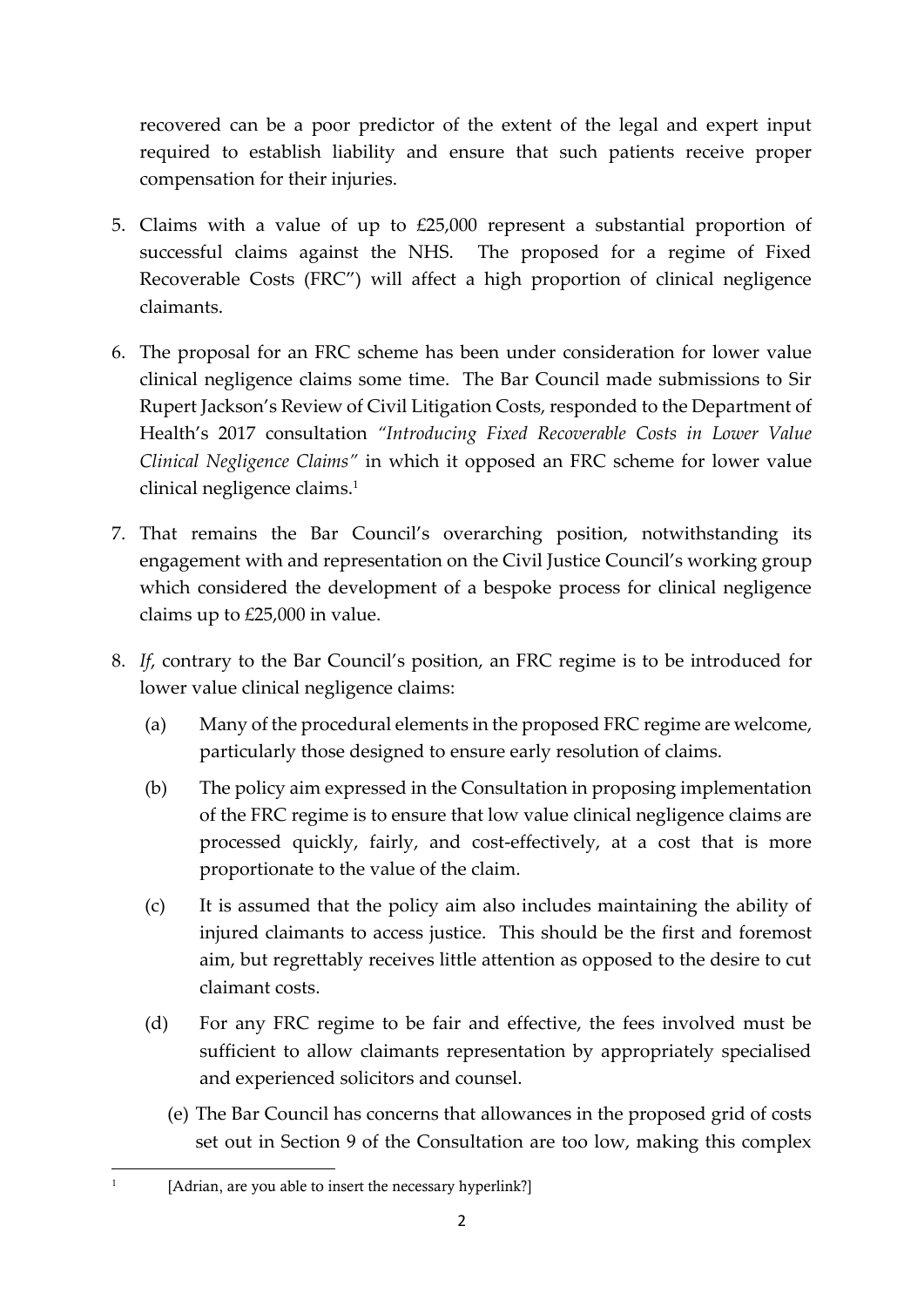recovered can be a poor predictor of the extent of the legal and expert input required to establish liability and ensure that such patients receive proper compensation for their injuries.

5. Claims with a value of up to £25,000 represent a substantial proportion of successful claims against the NHS. The proposed for a regime of Fixed Recoverable Costs (FRC") will affect a high proportion of clinical negligence claimants.

6. The proposal for an FRC scheme has been under consideration for lower value clinical negligence claims some time. The Bar Council made submissions to Sir Rupert Jackson's Review of Civil Litigation Costs, responded to the Department of Health's 2017 consultation *"Introducing Fixed Recoverable Costs in Lower Value Clinical Negligence Claims"* in which it opposed an FRC scheme for lower value clinical negligence claims.[1]

7. That remains the Bar Council's overarching position, notwithstanding its engagement with and representation on the Civil Justice Council's working group which considered the development of a bespoke process for clinical negligence claims up to £25,000 in value.

8. *If*, contrary to the Bar Council's position, an FRC regime is to be introduced for lower value clinical negligence claims:

   (a) Many of the procedural elements in the proposed FRC regime are welcome, particularly those designed to ensure early resolution of claims.

   (b) The policy aim expressed in the Consultation in proposing implementation of the FRC regime is to ensure that low value clinical negligence claims are processed quickly, fairly, and cost-effectively, at a cost that is more proportionate to the value of the claim.

   (c) It is assumed that the policy aim also includes maintaining the ability of injured claimants to access justice. This should be the first and foremost aim, but regrettably receives little attention as opposed to the desire to cut claimant costs.

   (d) For any FRC regime to be fair and effective, the fees involved must be sufficient to allow claimants representation by appropriately specialised and experienced solicitors and counsel.

   (e) The Bar Council has concerns that allowances in the proposed grid of costs set out in Section 9 of the Consultation are too low, making this complex

---

[1] [Adrian, are you able to insert the necessary hyperlink?]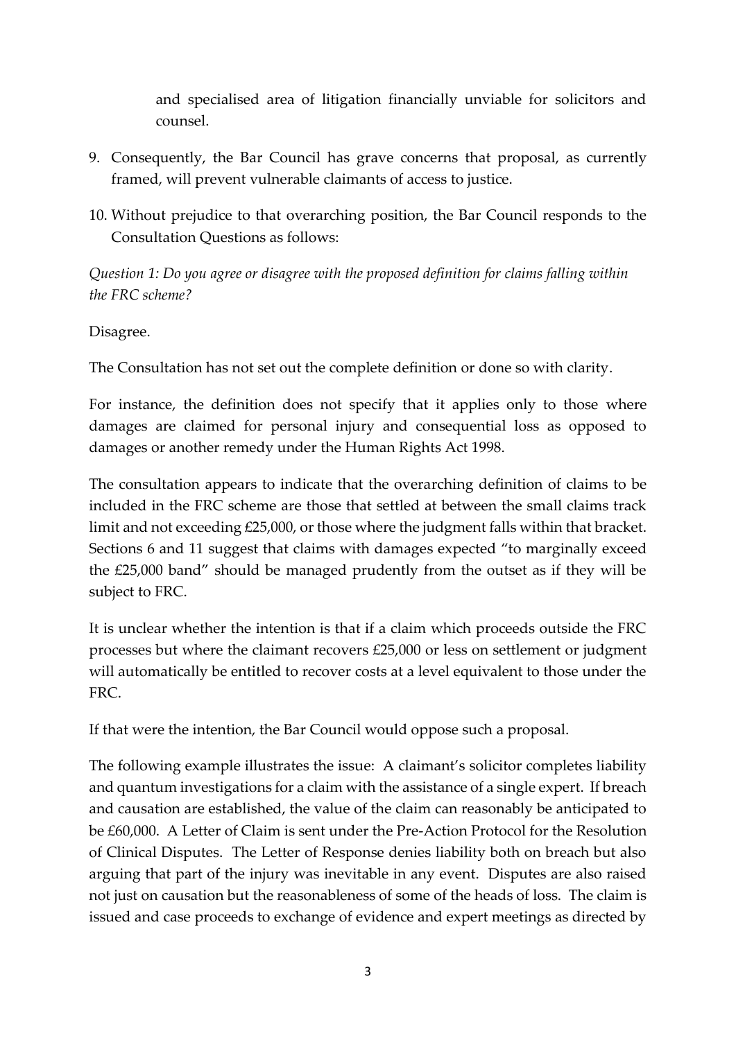and specialised area of litigation financially unviable for solicitors and counsel.

9. Consequently, the Bar Council has grave concerns that proposal, as currently framed, will prevent vulnerable claimants of access to justice.

10. Without prejudice to that overarching position, the Bar Council responds to the Consultation Questions as follows:

*Question 1: Do you agree or disagree with the proposed definition for claims falling within the FRC scheme?*

Disagree.

The Consultation has not set out the complete definition or done so with clarity.

For instance, the definition does not specify that it applies only to those where damages are claimed for personal injury and consequential loss as opposed to damages or another remedy under the Human Rights Act 1998.

The consultation appears to indicate that the overarching definition of claims to be included in the FRC scheme are those that settled at between the small claims track limit and not exceeding £25,000, or those where the judgment falls within that bracket. Sections 6 and 11 suggest that claims with damages expected "to marginally exceed the £25,000 band" should be managed prudently from the outset as if they will be subject to FRC.

It is unclear whether the intention is that if a claim which proceeds outside the FRC processes but where the claimant recovers £25,000 or less on settlement or judgment will automatically be entitled to recover costs at a level equivalent to those under the FRC.

If that were the intention, the Bar Council would oppose such a proposal.

The following example illustrates the issue: A claimant's solicitor completes liability and quantum investigations for a claim with the assistance of a single expert. If breach and causation are established, the value of the claim can reasonably be anticipated to be £60,000. A Letter of Claim is sent under the Pre-Action Protocol for the Resolution of Clinical Disputes. The Letter of Response denies liability both on breach but also arguing that part of the injury was inevitable in any event. Disputes are also raised not just on causation but the reasonableness of some of the heads of loss. The claim is issued and case proceeds to exchange of evidence and expert meetings as directed by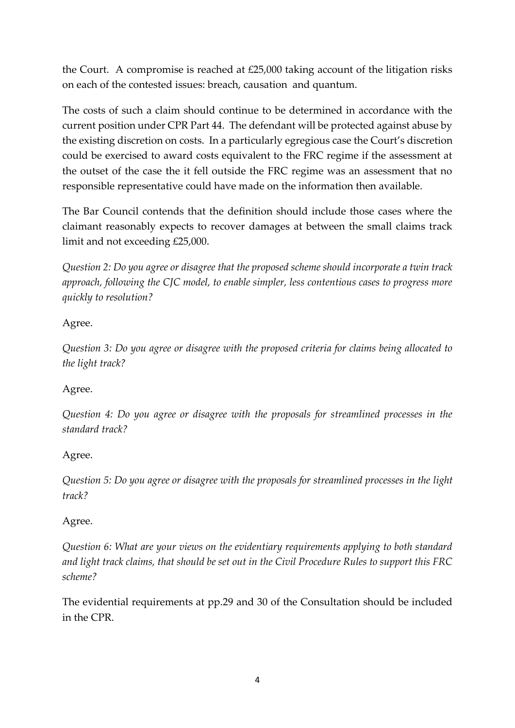the Court. A compromise is reached at £25,000 taking account of the litigation risks on each of the contested issues: breach, causation and quantum.

The costs of such a claim should continue to be determined in accordance with the current position under CPR Part 44. The defendant will be protected against abuse by the existing discretion on costs. In a particularly egregious case the Court's discretion could be exercised to award costs equivalent to the FRC regime if the assessment at the outset of the case the it fell outside the FRC regime was an assessment that no responsible representative could have made on the information then available.

The Bar Council contends that the definition should include those cases where the claimant reasonably expects to recover damages at between the small claims track limit and not exceeding £25,000.

*Question 2: Do you agree or disagree that the proposed scheme should incorporate a twin track approach, following the CJC model, to enable simpler, less contentious cases to progress more quickly to resolution?*

Agree.

*Question 3: Do you agree or disagree with the proposed criteria for claims being allocated to the light track?*

Agree.

*Question 4: Do you agree or disagree with the proposals for streamlined processes in the standard track?*

Agree.

*Question 5: Do you agree or disagree with the proposals for streamlined processes in the light track?*

Agree.

*Question 6: What are your views on the evidentiary requirements applying to both standard and light track claims, that should be set out in the Civil Procedure Rules to support this FRC scheme?*

The evidential requirements at pp.29 and 30 of the Consultation should be included in the CPR.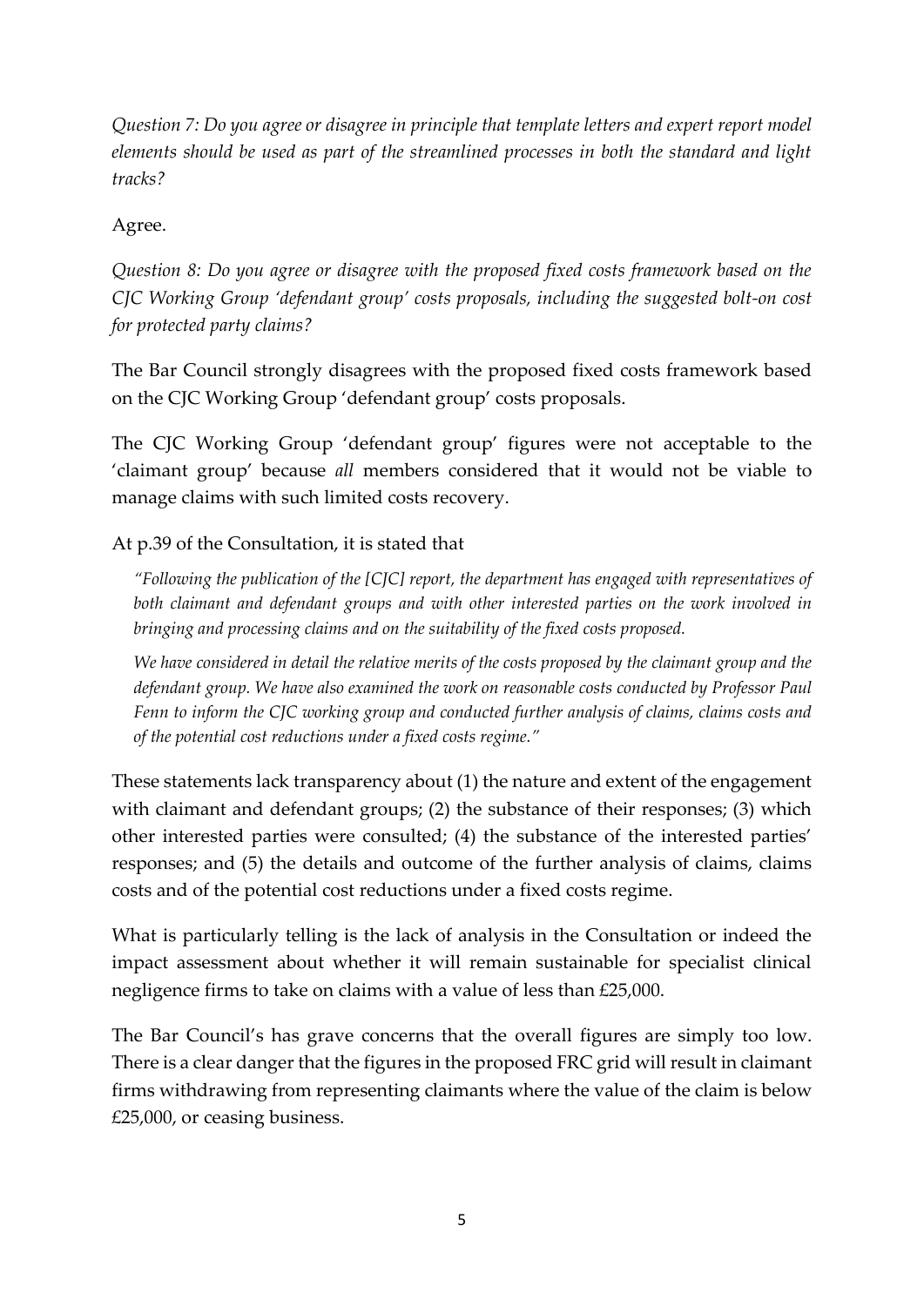*Question 7: Do you agree or disagree in principle that template letters and expert report model elements should be used as part of the streamlined processes in both the standard and light tracks?*

Agree.

*Question 8: Do you agree or disagree with the proposed fixed costs framework based on the CJC Working Group 'defendant group' costs proposals, including the suggested bolt-on cost for protected party claims?*

The Bar Council strongly disagrees with the proposed fixed costs framework based on the CJC Working Group 'defendant group' costs proposals.

The CJC Working Group 'defendant group' figures were not acceptable to the 'claimant group' because *all* members considered that it would not be viable to manage claims with such limited costs recovery.

At p.39 of the Consultation, it is stated that

> *"Following the publication of the [CJC] report, the department has engaged with representatives of both claimant and defendant groups and with other interested parties on the work involved in bringing and processing claims and on the suitability of the fixed costs proposed.*
>
> *We have considered in detail the relative merits of the costs proposed by the claimant group and the defendant group. We have also examined the work on reasonable costs conducted by Professor Paul Fenn to inform the CJC working group and conducted further analysis of claims, claims costs and of the potential cost reductions under a fixed costs regime."*

These statements lack transparency about (1) the nature and extent of the engagement with claimant and defendant groups; (2) the substance of their responses; (3) which other interested parties were consulted; (4) the substance of the interested parties' responses; and (5) the details and outcome of the further analysis of claims, claims costs and of the potential cost reductions under a fixed costs regime.

What is particularly telling is the lack of analysis in the Consultation or indeed the impact assessment about whether it will remain sustainable for specialist clinical negligence firms to take on claims with a value of less than £25,000.

The Bar Council's has grave concerns that the overall figures are simply too low. There is a clear danger that the figures in the proposed FRC grid will result in claimant firms withdrawing from representing claimants where the value of the claim is below £25,000, or ceasing business.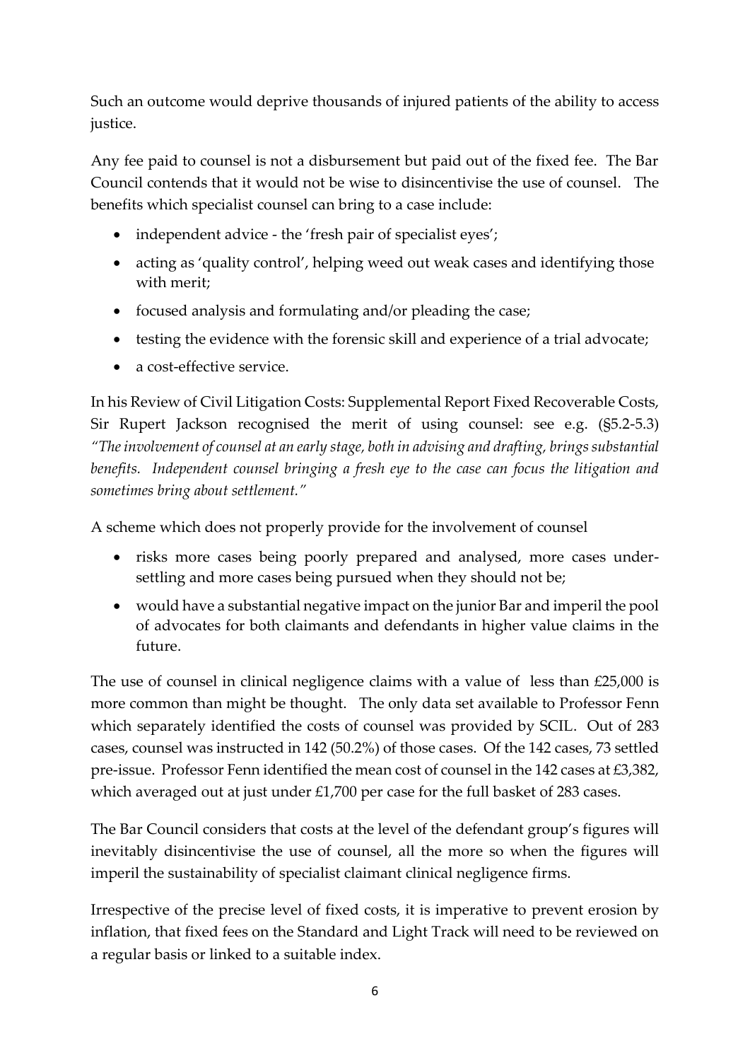Such an outcome would deprive thousands of injured patients of the ability to access justice.

Any fee paid to counsel is not a disbursement but paid out of the fixed fee. The Bar Council contends that it would not be wise to disincentivise the use of counsel. The benefits which specialist counsel can bring to a case include:

- independent advice - the 'fresh pair of specialist eyes';
- acting as 'quality control', helping weed out weak cases and identifying those with merit;
- focused analysis and formulating and/or pleading the case;
- testing the evidence with the forensic skill and experience of a trial advocate;
- a cost-effective service.

In his Review of Civil Litigation Costs: Supplemental Report Fixed Recoverable Costs, Sir Rupert Jackson recognised the merit of using counsel: see e.g. (§5.2-5.3) *"The involvement of counsel at an early stage, both in advising and drafting, brings substantial benefits. Independent counsel bringing a fresh eye to the case can focus the litigation and sometimes bring about settlement."*

A scheme which does not properly provide for the involvement of counsel

- risks more cases being poorly prepared and analysed, more cases under-settling and more cases being pursued when they should not be;
- would have a substantial negative impact on the junior Bar and imperil the pool of advocates for both claimants and defendants in higher value claims in the future.

The use of counsel in clinical negligence claims with a value of less than £25,000 is more common than might be thought. The only data set available to Professor Fenn which separately identified the costs of counsel was provided by SCIL. Out of 283 cases, counsel was instructed in 142 (50.2%) of those cases. Of the 142 cases, 73 settled pre-issue. Professor Fenn identified the mean cost of counsel in the 142 cases at £3,382, which averaged out at just under £1,700 per case for the full basket of 283 cases.

The Bar Council considers that costs at the level of the defendant group's figures will inevitably disincentivise the use of counsel, all the more so when the figures will imperil the sustainability of specialist claimant clinical negligence firms.

Irrespective of the precise level of fixed costs, it is imperative to prevent erosion by inflation, that fixed fees on the Standard and Light Track will need to be reviewed on a regular basis or linked to a suitable index.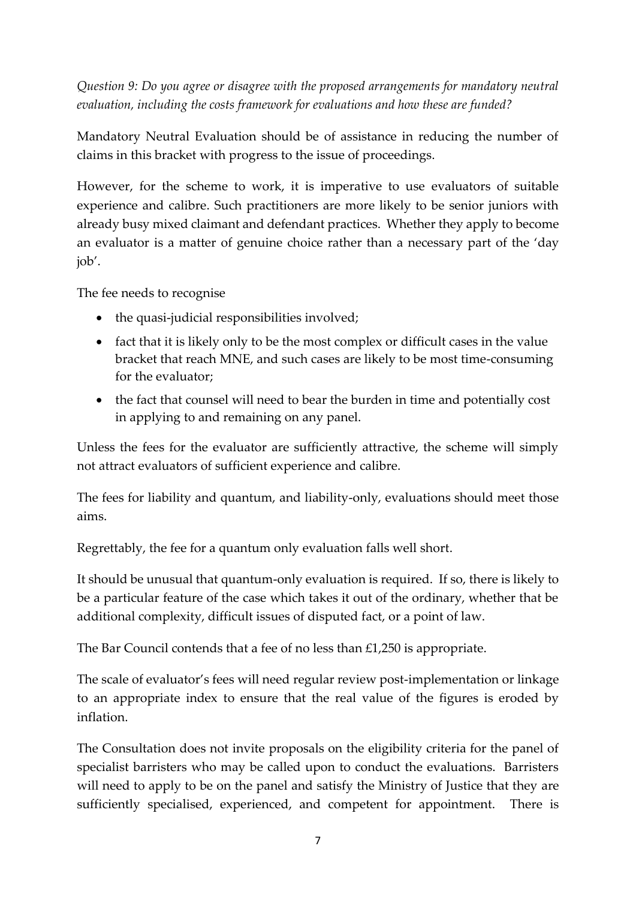*Question 9: Do you agree or disagree with the proposed arrangements for mandatory neutral evaluation, including the costs framework for evaluations and how these are funded?*

Mandatory Neutral Evaluation should be of assistance in reducing the number of claims in this bracket with progress to the issue of proceedings.

However, for the scheme to work, it is imperative to use evaluators of suitable experience and calibre. Such practitioners are more likely to be senior juniors with already busy mixed claimant and defendant practices. Whether they apply to become an evaluator is a matter of genuine choice rather than a necessary part of the 'day job'.

The fee needs to recognise

- the quasi-judicial responsibilities involved;
- fact that it is likely only to be the most complex or difficult cases in the value bracket that reach MNE, and such cases are likely to be most time-consuming for the evaluator;
- the fact that counsel will need to bear the burden in time and potentially cost in applying to and remaining on any panel.

Unless the fees for the evaluator are sufficiently attractive, the scheme will simply not attract evaluators of sufficient experience and calibre.

The fees for liability and quantum, and liability-only, evaluations should meet those aims.

Regrettably, the fee for a quantum only evaluation falls well short.

It should be unusual that quantum-only evaluation is required. If so, there is likely to be a particular feature of the case which takes it out of the ordinary, whether that be additional complexity, difficult issues of disputed fact, or a point of law.

The Bar Council contends that a fee of no less than £1,250 is appropriate.

The scale of evaluator's fees will need regular review post-implementation or linkage to an appropriate index to ensure that the real value of the figures is eroded by inflation.

The Consultation does not invite proposals on the eligibility criteria for the panel of specialist barristers who may be called upon to conduct the evaluations. Barristers will need to apply to be on the panel and satisfy the Ministry of Justice that they are sufficiently specialised, experienced, and competent for appointment. There is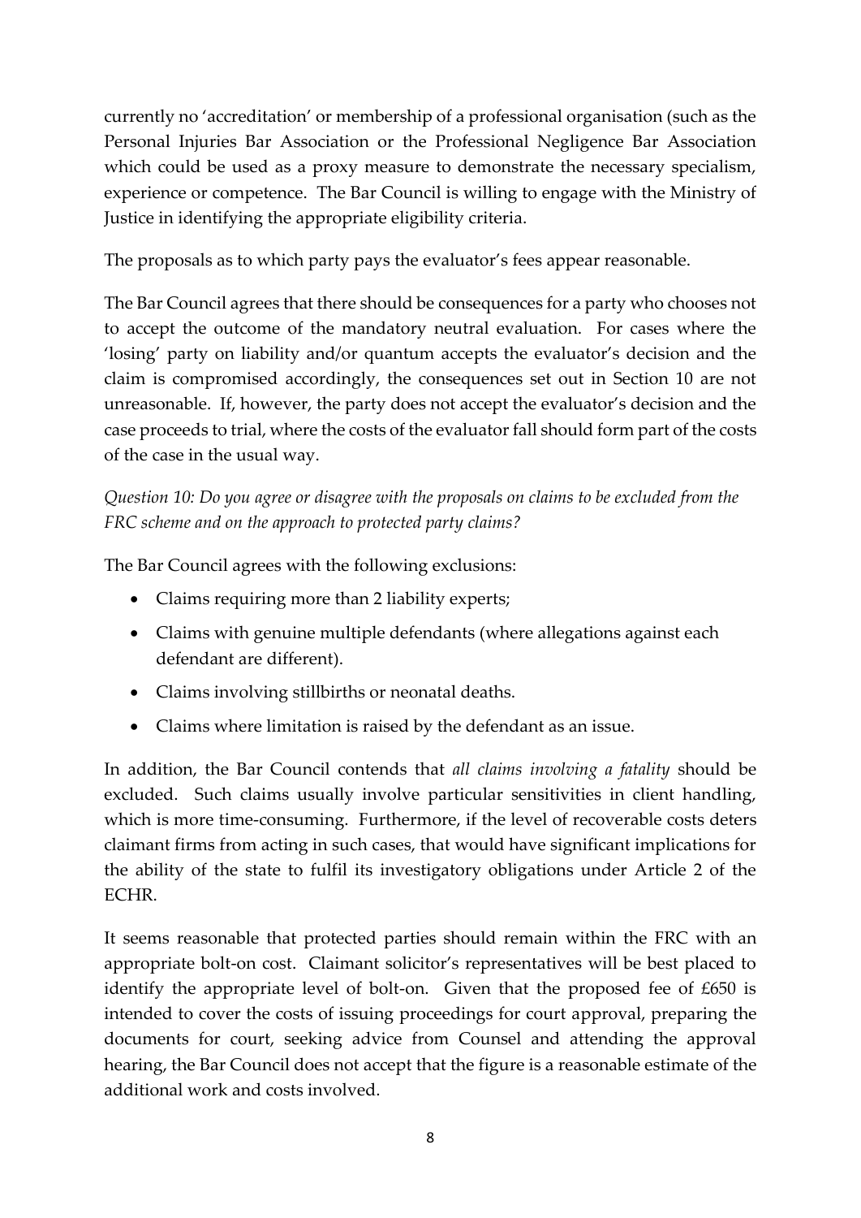currently no 'accreditation' or membership of a professional organisation (such as the Personal Injuries Bar Association or the Professional Negligence Bar Association which could be used as a proxy measure to demonstrate the necessary specialism, experience or competence. The Bar Council is willing to engage with the Ministry of Justice in identifying the appropriate eligibility criteria.

The proposals as to which party pays the evaluator's fees appear reasonable.

The Bar Council agrees that there should be consequences for a party who chooses not to accept the outcome of the mandatory neutral evaluation. For cases where the 'losing' party on liability and/or quantum accepts the evaluator's decision and the claim is compromised accordingly, the consequences set out in Section 10 are not unreasonable. If, however, the party does not accept the evaluator's decision and the case proceeds to trial, where the costs of the evaluator fall should form part of the costs of the case in the usual way.

*Question 10: Do you agree or disagree with the proposals on claims to be excluded from the FRC scheme and on the approach to protected party claims?*

The Bar Council agrees with the following exclusions:

- Claims requiring more than 2 liability experts;
- Claims with genuine multiple defendants (where allegations against each defendant are different).
- Claims involving stillbirths or neonatal deaths.
- Claims where limitation is raised by the defendant as an issue.

In addition, the Bar Council contends that *all claims involving a fatality* should be excluded. Such claims usually involve particular sensitivities in client handling, which is more time-consuming. Furthermore, if the level of recoverable costs deters claimant firms from acting in such cases, that would have significant implications for the ability of the state to fulfil its investigatory obligations under Article 2 of the ECHR.

It seems reasonable that protected parties should remain within the FRC with an appropriate bolt-on cost. Claimant solicitor's representatives will be best placed to identify the appropriate level of bolt-on. Given that the proposed fee of £650 is intended to cover the costs of issuing proceedings for court approval, preparing the documents for court, seeking advice from Counsel and attending the approval hearing, the Bar Council does not accept that the figure is a reasonable estimate of the additional work and costs involved.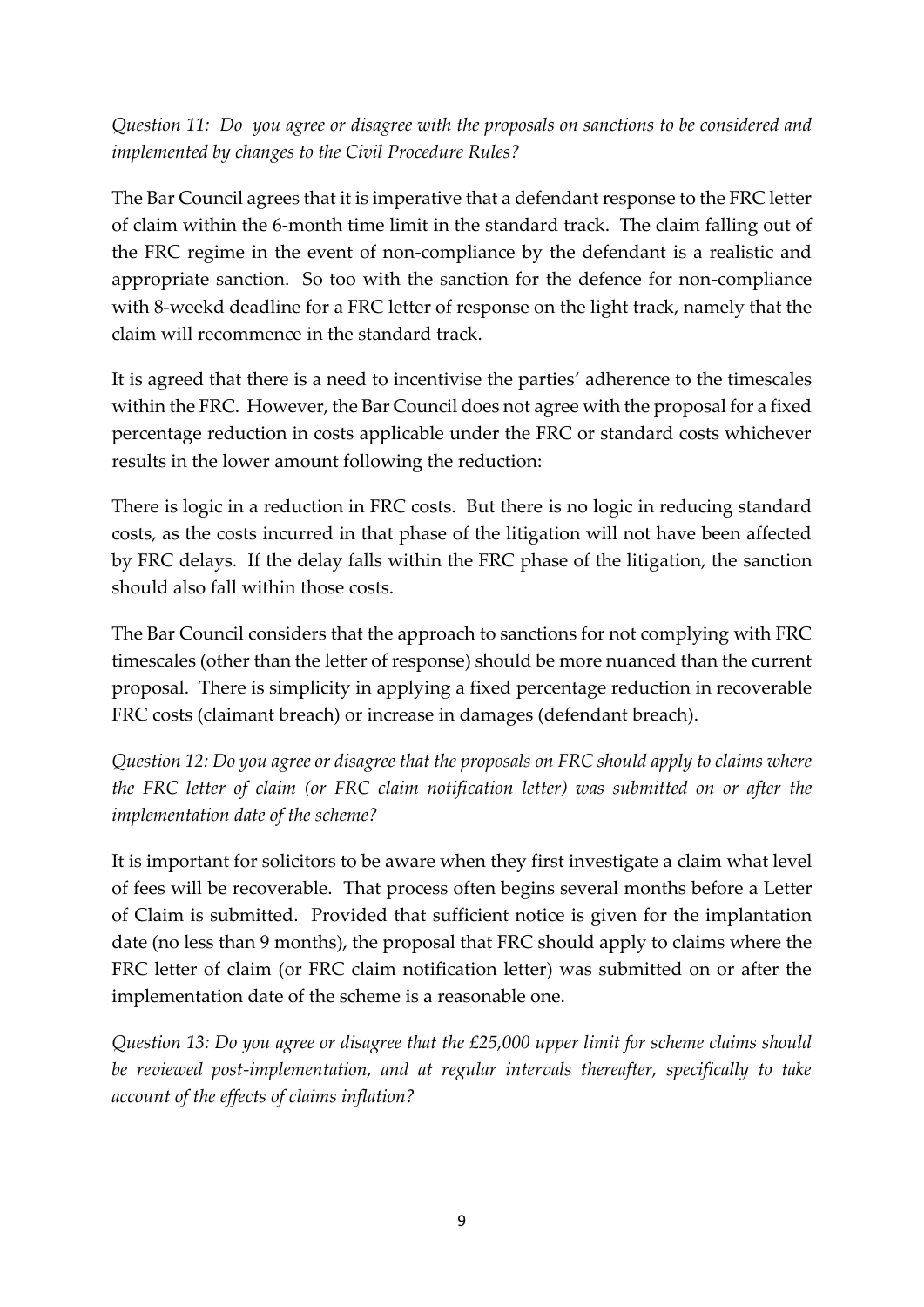*Question 11: Do you agree or disagree with the proposals on sanctions to be considered and implemented by changes to the Civil Procedure Rules?*

The Bar Council agrees that it is imperative that a defendant response to the FRC letter of claim within the 6-month time limit in the standard track. The claim falling out of the FRC regime in the event of non-compliance by the defendant is a realistic and appropriate sanction. So too with the sanction for the defence for non-compliance with 8-weekd deadline for a FRC letter of response on the light track, namely that the claim will recommence in the standard track.

It is agreed that there is a need to incentivise the parties' adherence to the timescales within the FRC. However, the Bar Council does not agree with the proposal for a fixed percentage reduction in costs applicable under the FRC or standard costs whichever results in the lower amount following the reduction:

There is logic in a reduction in FRC costs. But there is no logic in reducing standard costs, as the costs incurred in that phase of the litigation will not have been affected by FRC delays. If the delay falls within the FRC phase of the litigation, the sanction should also fall within those costs.

The Bar Council considers that the approach to sanctions for not complying with FRC timescales (other than the letter of response) should be more nuanced than the current proposal. There is simplicity in applying a fixed percentage reduction in recoverable FRC costs (claimant breach) or increase in damages (defendant breach).

*Question 12: Do you agree or disagree that the proposals on FRC should apply to claims where the FRC letter of claim (or FRC claim notification letter) was submitted on or after the implementation date of the scheme?*

It is important for solicitors to be aware when they first investigate a claim what level of fees will be recoverable. That process often begins several months before a Letter of Claim is submitted. Provided that sufficient notice is given for the implantation date (no less than 9 months), the proposal that FRC should apply to claims where the FRC letter of claim (or FRC claim notification letter) was submitted on or after the implementation date of the scheme is a reasonable one.

*Question 13: Do you agree or disagree that the £25,000 upper limit for scheme claims should be reviewed post-implementation, and at regular intervals thereafter, specifically to take account of the effects of claims inflation?*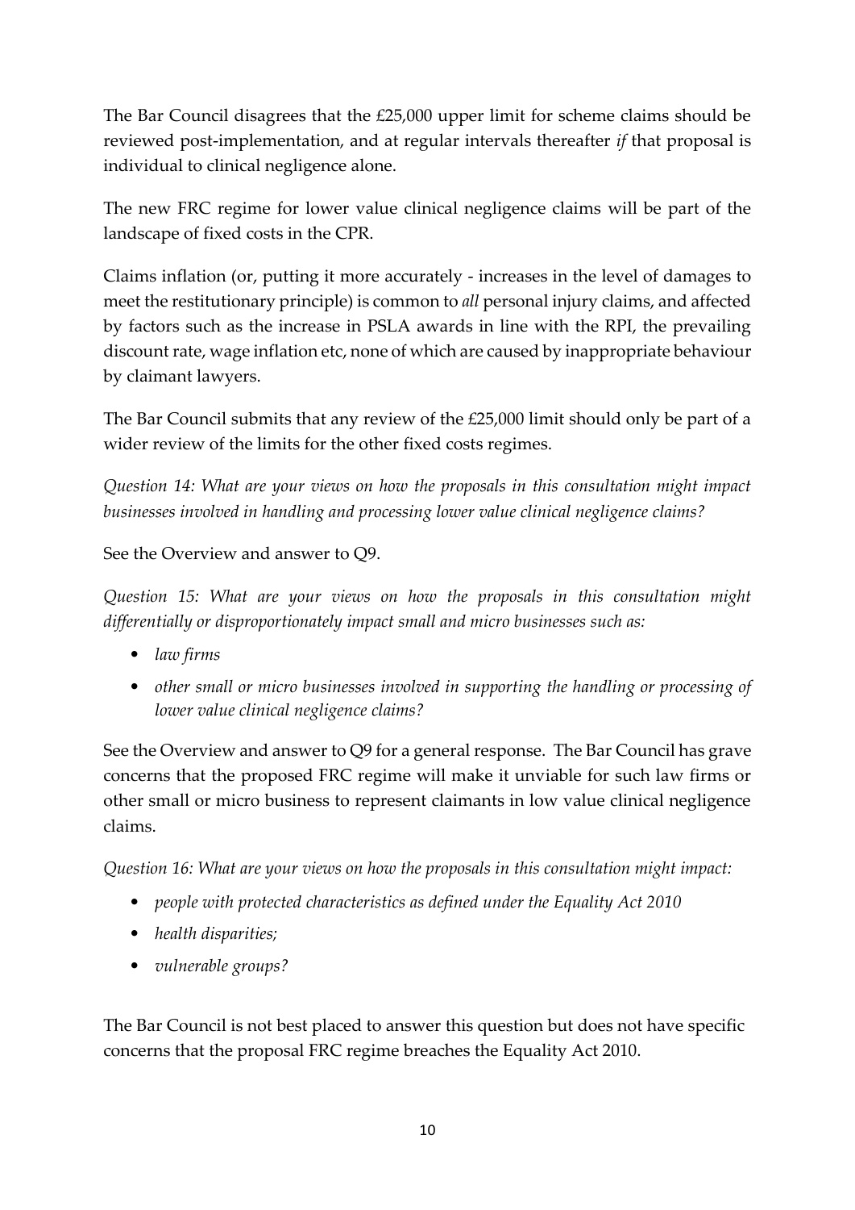The Bar Council disagrees that the £25,000 upper limit for scheme claims should be reviewed post-implementation, and at regular intervals thereafter *if* that proposal is individual to clinical negligence alone.

The new FRC regime for lower value clinical negligence claims will be part of the landscape of fixed costs in the CPR.

Claims inflation (or, putting it more accurately - increases in the level of damages to meet the restitutionary principle) is common to *all* personal injury claims, and affected by factors such as the increase in PSLA awards in line with the RPI, the prevailing discount rate, wage inflation etc, none of which are caused by inappropriate behaviour by claimant lawyers.

The Bar Council submits that any review of the £25,000 limit should only be part of a wider review of the limits for the other fixed costs regimes.

*Question 14: What are your views on how the proposals in this consultation might impact businesses involved in handling and processing lower value clinical negligence claims?*

See the Overview and answer to Q9.

*Question 15: What are your views on how the proposals in this consultation might differentially or disproportionately impact small and micro businesses such as:*

- *law firms*
- *other small or micro businesses involved in supporting the handling or processing of lower value clinical negligence claims?*

See the Overview and answer to Q9 for a general response. The Bar Council has grave concerns that the proposed FRC regime will make it unviable for such law firms or other small or micro business to represent claimants in low value clinical negligence claims.

*Question 16: What are your views on how the proposals in this consultation might impact:*

- *people with protected characteristics as defined under the Equality Act 2010*
- *health disparities;*
- *vulnerable groups?*

The Bar Council is not best placed to answer this question but does not have specific concerns that the proposal FRC regime breaches the Equality Act 2010.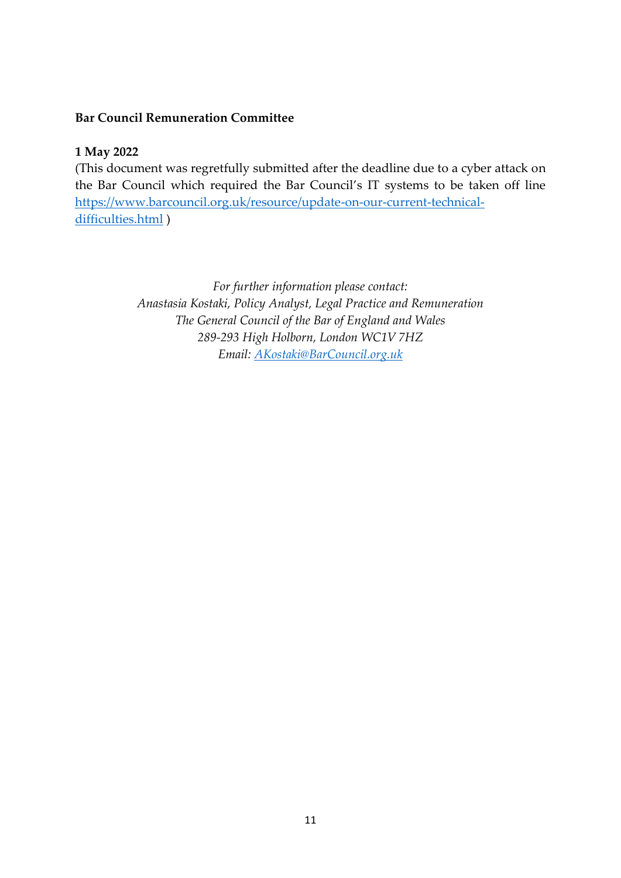**Bar Council Remuneration Committee**

**1 May 2022**

(This document was regretfully submitted after the deadline due to a cyber attack on the Bar Council which required the Bar Council's IT systems to be taken off line [https://www.barcouncil.org.uk/resource/update-on-our-current-technical-difficulties.html](https://www.barcouncil.org.uk/resource/update-on-our-current-technical-difficulties.html) )

*For further information please contact:*
*Anastasia Kostaki, Policy Analyst, Legal Practice and Remuneration*
*The General Council of the Bar of England and Wales*
*289-293 High Holborn, London WC1V 7HZ*
*Email: [AKostaki@BarCouncil.org.uk](mailto:AKostaki@BarCouncil.org.uk)*